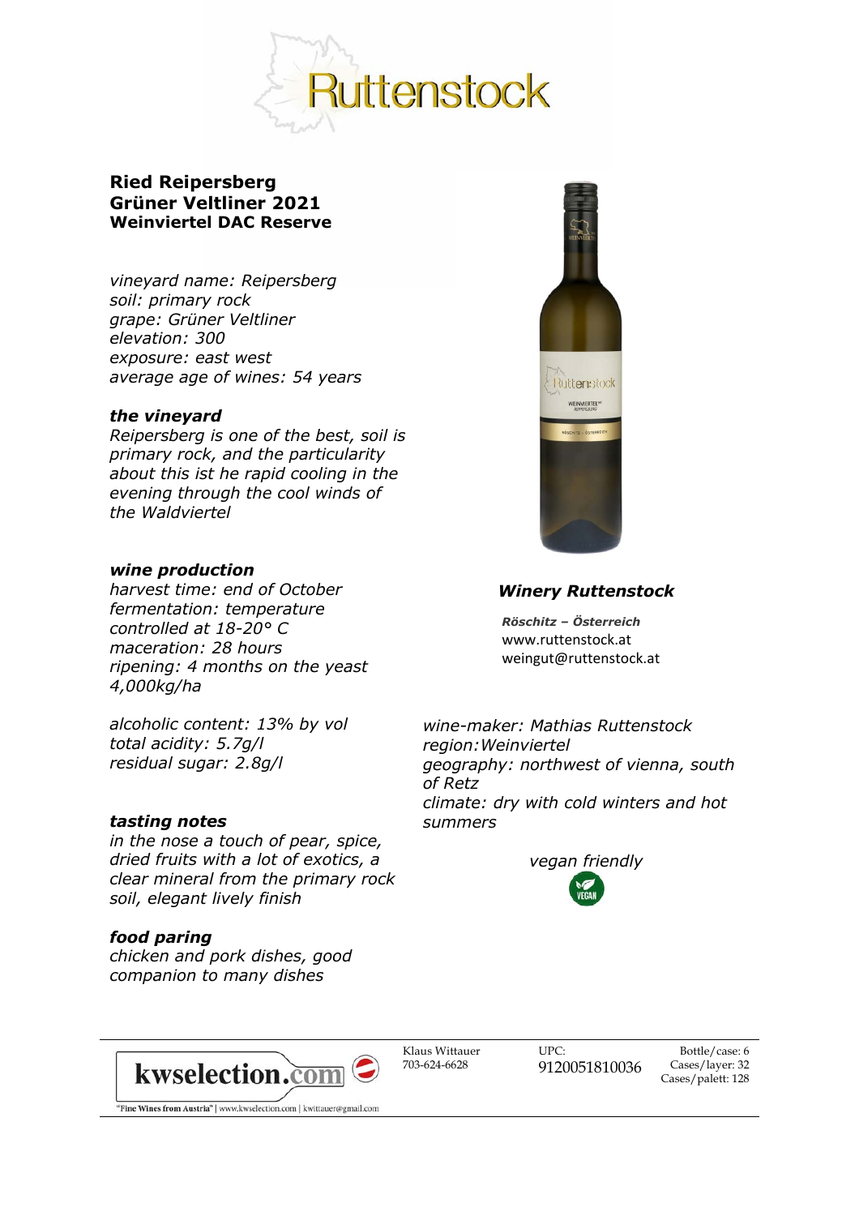# Ruttenstock

## Ried Reipersberg
## Grüner Veltliner 2021
## Weinviertel DAC Reserve

*vineyard name: Reipersberg*
*soil: primary rock*
*grape: Grüner Veltliner*
*elevation: 300*
*exposure: east west*
*average age of wines: 54 years*

### *the vineyard*

*Reipersberg is one of the best, soil is primary rock, and the particularity about this ist he rapid cooling in the evening through the cool winds of the Waldviertel*

### *wine production*

*harvest time: end of October*
*fermentation: temperature controlled at 18-20° C*
*maceration: 28 hours*
*ripening: 4 months on the yeast*
*4,000kg/ha*

*alcoholic content: 13% by vol*
*total acidity: 5.7g/l*
*residual sugar: 2.8g/l*

### *tasting notes*

*in the nose a touch of pear, spice, dried fruits with a lot of exotics, a clear mineral from the primary rock soil, elegant lively finish*

### *food paring*

*chicken and pork dishes, good companion to many dishes*

### *Winery Ruttenstock*

***Röschitz – Österreich***
www.ruttenstock.at
weingut@ruttenstock.at

*wine-maker: Mathias Ruttenstock*
*region:Weinviertel*
*geography: northwest of vienna, south of Retz*
*climate: dry with cold winters and hot summers*

*vegan friendly*

VEGAN

---

**kwselection.com**
"Fine Wines from Austria" | www.kwselection.com | kwittauer@gmail.com

Klaus Wittauer
703-624-6628

UPC:
9120051810036

Bottle/case: 6
Cases/layer: 32
Cases/palett: 128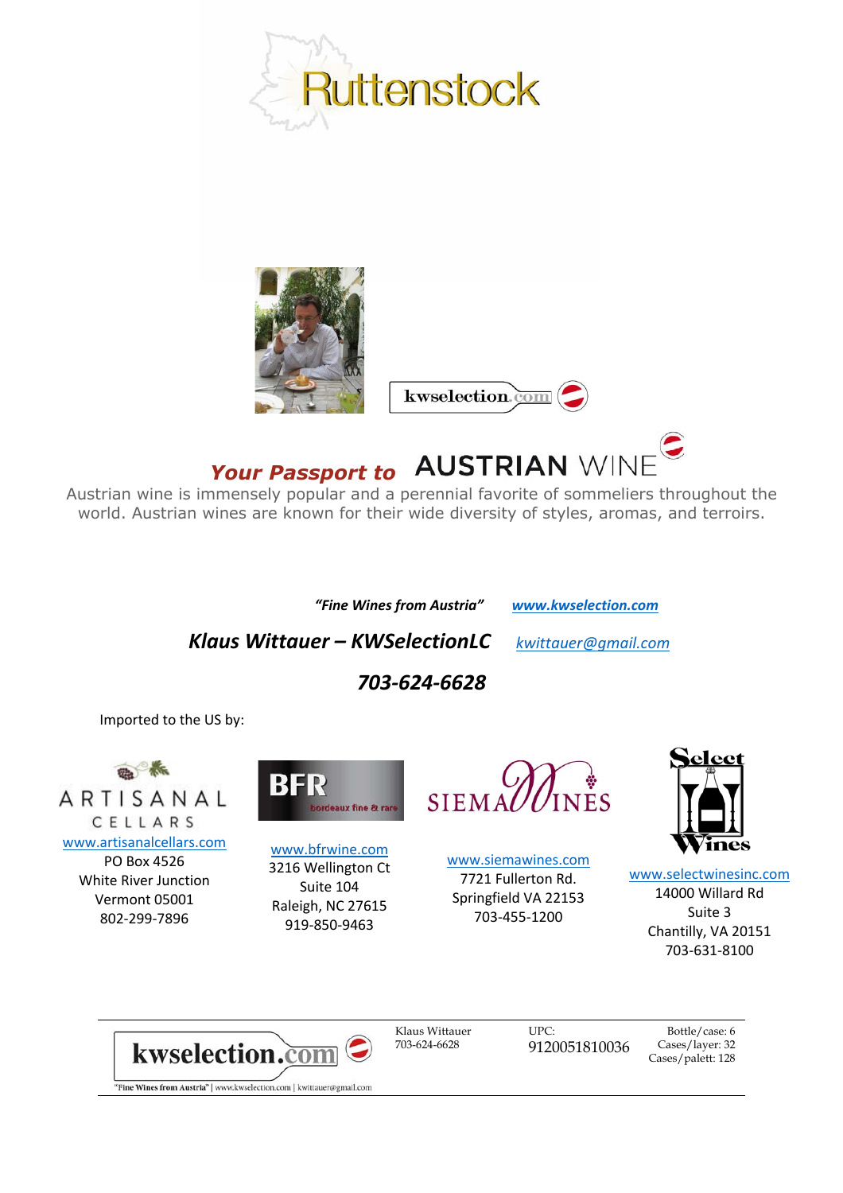# Ruttenstock

kwselection.com

## *Your Passport to* AUSTRIAN WINE

Austrian wine is immensely popular and a perennial favorite of sommeliers throughout the world. Austrian wines are known for their wide diversity of styles, aromas, and terroirs.

***"Fine Wines from Austria"*** ***www.kwselection.com***

***Klaus Wittauer – KWSelectionLC*** *kwittauer@gmail.com*

***703-624-6628***

Imported to the US by:

ARTISANAL CELLARS
www.artisanalcellars.com
PO Box 4526
White River Junction
Vermont 05001
802-299-7896

BFR bordeaux fine & rare
www.bfrwine.com
3216 Wellington Ct
Suite 104
Raleigh, NC 27615
919-850-9463

SIEMA WINES
www.siemawines.com
7721 Fullerton Rd.
Springfield VA 22153
703-455-1200

Select Wines
www.selectwinesinc.com
14000 Willard Rd
Suite 3
Chantilly, VA 20151
703-631-8100

| | | | |
|---|---|---|---|
| kwselection.com<br>"Fine Wines from Austria" \| www.kwselection.com \| kwittauer@gmail.com | Klaus Wittauer<br>703-624-6628 | UPC:<br>9120051810036 | Bottle/case: 6<br>Cases/layer: 32<br>Cases/palett: 128 |